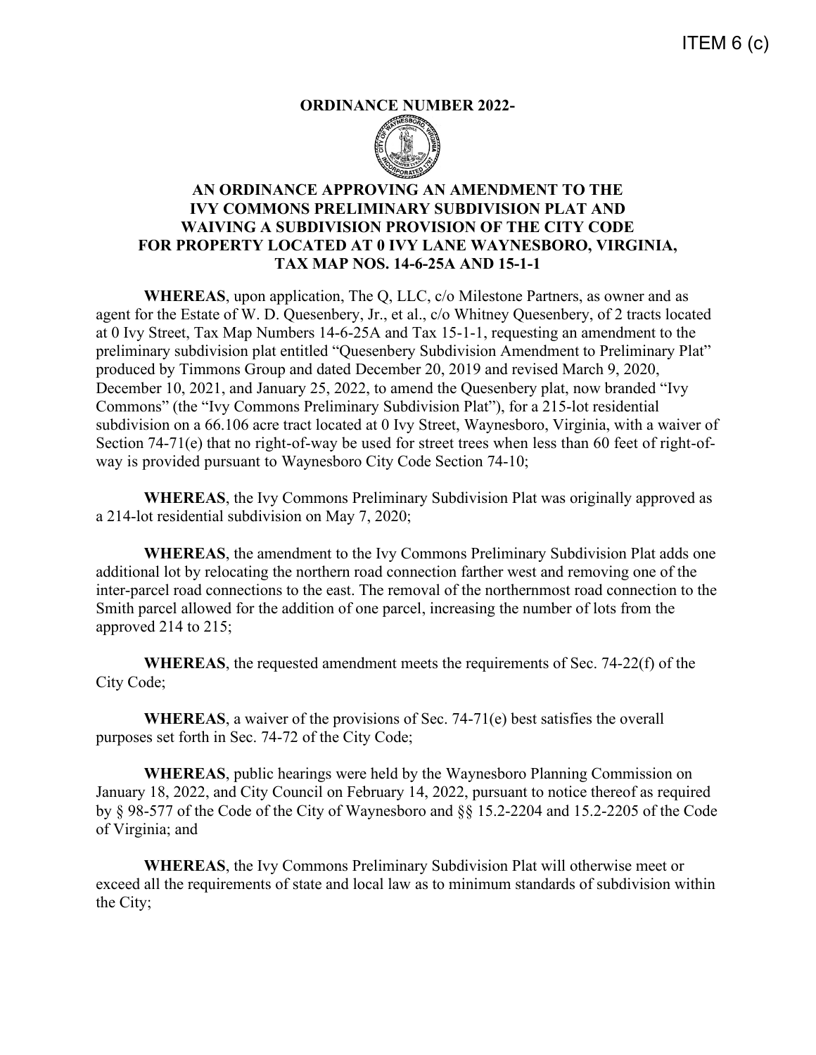ITEM 6 (c)

**ORDINANCE NUMBER 2022-**

# AN ORDINANCE APPROVING AN AMENDMENT TO THE IVY COMMONS PRELIMINARY SUBDIVISION PLAT AND WAIVING A SUBDIVISION PROVISION OF THE CITY CODE FOR PROPERTY LOCATED AT 0 IVY LANE WAYNESBORO, VIRGINIA, TAX MAP NOS. 14-6-25A AND 15-1-1

**WHEREAS**, upon application, The Q, LLC, c/o Milestone Partners, as owner and as agent for the Estate of W. D. Quesenbery, Jr., et al., c/o Whitney Quesenbery, of 2 tracts located at 0 Ivy Street, Tax Map Numbers 14-6-25A and Tax 15-1-1, requesting an amendment to the preliminary subdivision plat entitled "Quesenbery Subdivision Amendment to Preliminary Plat" produced by Timmons Group and dated December 20, 2019 and revised March 9, 2020, December 10, 2021, and January 25, 2022, to amend the Quesenbery plat, now branded "Ivy Commons" (the "Ivy Commons Preliminary Subdivision Plat"), for a 215-lot residential subdivision on a 66.106 acre tract located at 0 Ivy Street, Waynesboro, Virginia, with a waiver of Section 74-71(e) that no right-of-way be used for street trees when less than 60 feet of right-of-way is provided pursuant to Waynesboro City Code Section 74-10;

**WHEREAS**, the Ivy Commons Preliminary Subdivision Plat was originally approved as a 214-lot residential subdivision on May 7, 2020;

**WHEREAS**, the amendment to the Ivy Commons Preliminary Subdivision Plat adds one additional lot by relocating the northern road connection farther west and removing one of the inter-parcel road connections to the east. The removal of the northernmost road connection to the Smith parcel allowed for the addition of one parcel, increasing the number of lots from the approved 214 to 215;

**WHEREAS**, the requested amendment meets the requirements of Sec. 74-22(f) of the City Code;

**WHEREAS**, a waiver of the provisions of Sec. 74-71(e) best satisfies the overall purposes set forth in Sec. 74-72 of the City Code;

**WHEREAS**, public hearings were held by the Waynesboro Planning Commission on January 18, 2022, and City Council on February 14, 2022, pursuant to notice thereof as required by § 98-577 of the Code of the City of Waynesboro and §§ 15.2-2204 and 15.2-2205 of the Code of Virginia; and

**WHEREAS**, the Ivy Commons Preliminary Subdivision Plat will otherwise meet or exceed all the requirements of state and local law as to minimum standards of subdivision within the City;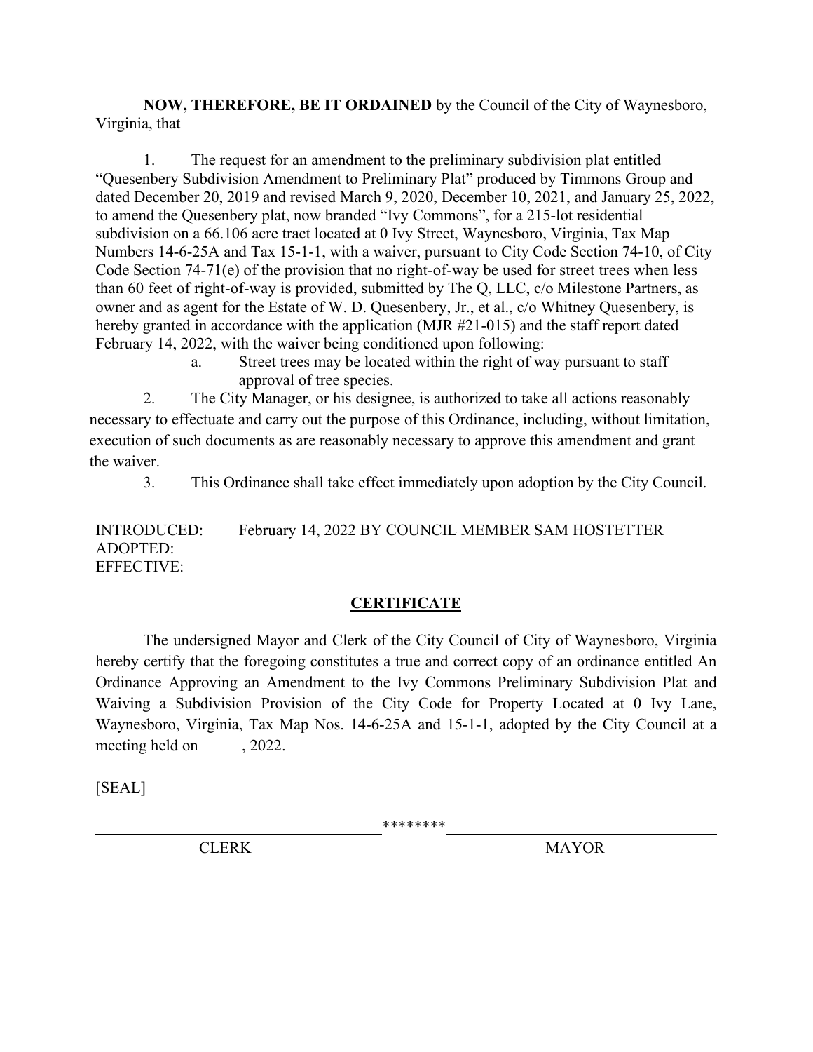**NOW, THEREFORE, BE IT ORDAINED** by the Council of the City of Waynesboro, Virginia, that

1. The request for an amendment to the preliminary subdivision plat entitled "Quesenbery Subdivision Amendment to Preliminary Plat" produced by Timmons Group and dated December 20, 2019 and revised March 9, 2020, December 10, 2021, and January 25, 2022, to amend the Quesenbery plat, now branded "Ivy Commons", for a 215-lot residential subdivision on a 66.106 acre tract located at 0 Ivy Street, Waynesboro, Virginia, Tax Map Numbers 14-6-25A and Tax 15-1-1, with a waiver, pursuant to City Code Section 74-10, of City Code Section 74-71(e) of the provision that no right-of-way be used for street trees when less than 60 feet of right-of-way is provided, submitted by The Q, LLC, c/o Milestone Partners, as owner and as agent for the Estate of W. D. Quesenbery, Jr., et al., c/o Whitney Quesenbery, is hereby granted in accordance with the application (MJR #21-015) and the staff report dated February 14, 2022, with the waiver being conditioned upon following:

   a. Street trees may be located within the right of way pursuant to staff approval of tree species.

2. The City Manager, or his designee, is authorized to take all actions reasonably necessary to effectuate and carry out the purpose of this Ordinance, including, without limitation, execution of such documents as are reasonably necessary to approve this amendment and grant the waiver.

3. This Ordinance shall take effect immediately upon adoption by the City Council.

INTRODUCED: February 14, 2022 BY COUNCIL MEMBER SAM HOSTETTER
ADOPTED:
EFFECTIVE:

## CERTIFICATE

The undersigned Mayor and Clerk of the City Council of City of Waynesboro, Virginia hereby certify that the foregoing constitutes a true and correct copy of an ordinance entitled An Ordinance Approving an Amendment to the Ivy Commons Preliminary Subdivision Plat and Waiving a Subdivision Provision of the City Code for Property Located at 0 Ivy Lane, Waynesboro, Virginia, Tax Map Nos. 14-6-25A and 15-1-1, adopted by the City Council at a meeting held on , 2022.

[SEAL]

\*\*\*\*\*\*\*\*

CLERK MAYOR